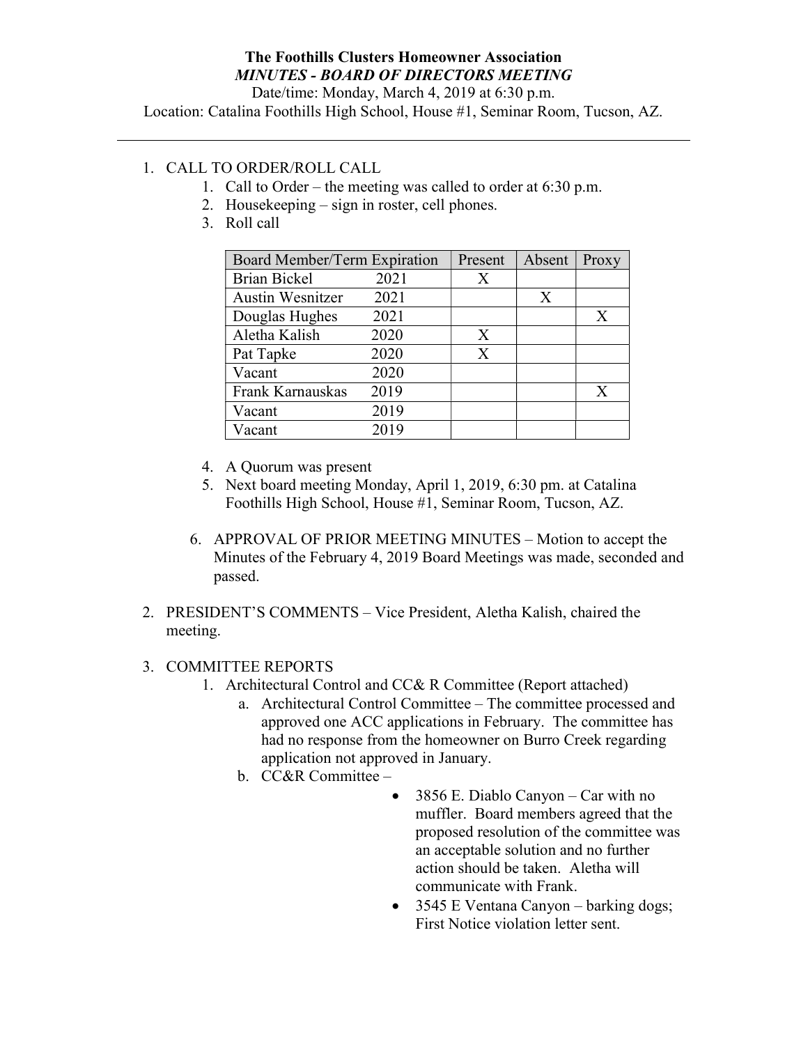**The Foothills Clusters Homeowner Association**
***MINUTES - BOARD OF DIRECTORS MEETING***
Date/time: Monday, March 4, 2019 at 6:30 p.m.
Location: Catalina Foothills High School, House #1, Seminar Room, Tucson, AZ.

---

1. CALL TO ORDER/ROLL CALL
    1. Call to Order – the meeting was called to order at 6:30 p.m.
    2. Housekeeping – sign in roster, cell phones.
    3. Roll call

| Board Member/Term Expiration | Present | Absent | Proxy |
|---|---|---|---|
| Brian Bickel 2021 | X | | |
| Austin Wesnitzer 2021 | | X | |
| Douglas Hughes 2021 | | | X |
| Aletha Kalish 2020 | X | | |
| Pat Tapke 2020 | X | | |
| Vacant 2020 | | | |
| Frank Karnauskas 2019 | | | X |
| Vacant 2019 | | | |
| Vacant 2019 | | | |

    4. A Quorum was present
    5. Next board meeting Monday, April 1, 2019, 6:30 pm. at Catalina Foothills High School, House #1, Seminar Room, Tucson, AZ.
    6. APPROVAL OF PRIOR MEETING MINUTES – Motion to accept the Minutes of the February 4, 2019 Board Meetings was made, seconded and passed.

2. PRESIDENT'S COMMENTS – Vice President, Aletha Kalish, chaired the meeting.

3. COMMITTEE REPORTS
    1. Architectural Control and CC& R Committee (Report attached)
        a. Architectural Control Committee – The committee processed and approved one ACC applications in February. The committee has had no response from the homeowner on Burro Creek regarding application not approved in January.
        b. CC&R Committee –
            - 3856 E. Diablo Canyon – Car with no muffler. Board members agreed that the proposed resolution of the committee was an acceptable solution and no further action should be taken. Aletha will communicate with Frank.
            - 3545 E Ventana Canyon – barking dogs; First Notice violation letter sent.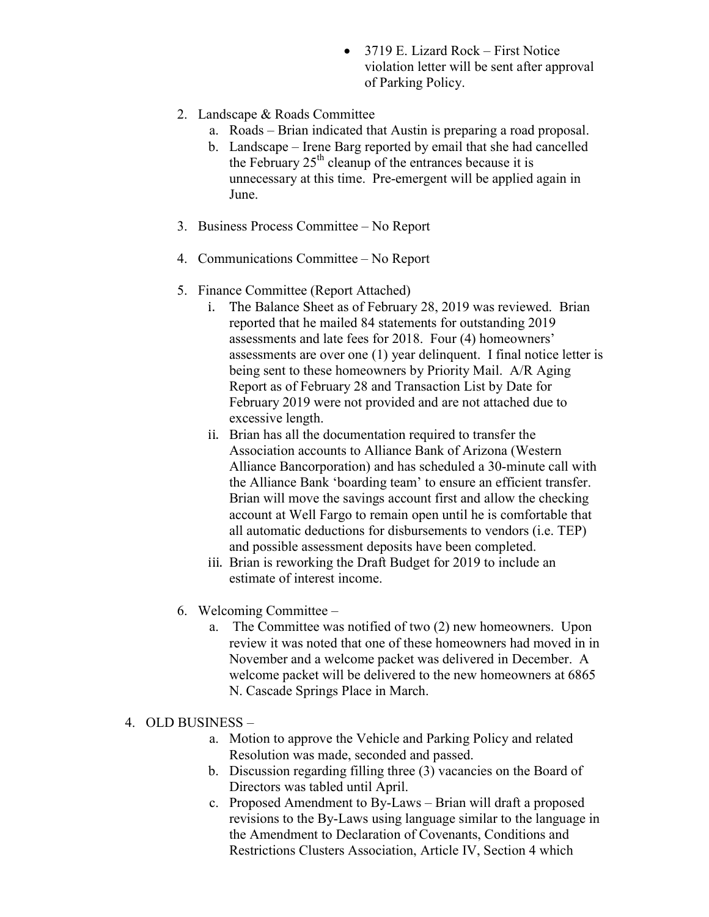- 3719 E. Lizard Rock – First Notice violation letter will be sent after approval of Parking Policy.

2. Landscape & Roads Committee
   a. Roads – Brian indicated that Austin is preparing a road proposal.
   b. Landscape – Irene Barg reported by email that she had cancelled the February 25th cleanup of the entrances because it is unnecessary at this time. Pre-emergent will be applied again in June.

3. Business Process Committee – No Report

4. Communications Committee – No Report

5. Finance Committee (Report Attached)
   i. The Balance Sheet as of February 28, 2019 was reviewed. Brian reported that he mailed 84 statements for outstanding 2019 assessments and late fees for 2018. Four (4) homeowners' assessments are over one (1) year delinquent. I final notice letter is being sent to these homeowners by Priority Mail. A/R Aging Report as of February 28 and Transaction List by Date for February 2019 were not provided and are not attached due to excessive length.
   ii. Brian has all the documentation required to transfer the Association accounts to Alliance Bank of Arizona (Western Alliance Bancorporation) and has scheduled a 30-minute call with the Alliance Bank 'boarding team' to ensure an efficient transfer. Brian will move the savings account first and allow the checking account at Well Fargo to remain open until he is comfortable that all automatic deductions for disbursements to vendors (i.e. TEP) and possible assessment deposits have been completed.
   iii. Brian is reworking the Draft Budget for 2019 to include an estimate of interest income.

6. Welcoming Committee –
   a. The Committee was notified of two (2) new homeowners. Upon review it was noted that one of these homeowners had moved in in November and a welcome packet was delivered in December. A welcome packet will be delivered to the new homeowners at 6865 N. Cascade Springs Place in March.

4. OLD BUSINESS –
   a. Motion to approve the Vehicle and Parking Policy and related Resolution was made, seconded and passed.
   b. Discussion regarding filling three (3) vacancies on the Board of Directors was tabled until April.
   c. Proposed Amendment to By-Laws – Brian will draft a proposed revisions to the By-Laws using language similar to the language in the Amendment to Declaration of Covenants, Conditions and Restrictions Clusters Association, Article IV, Section 4 which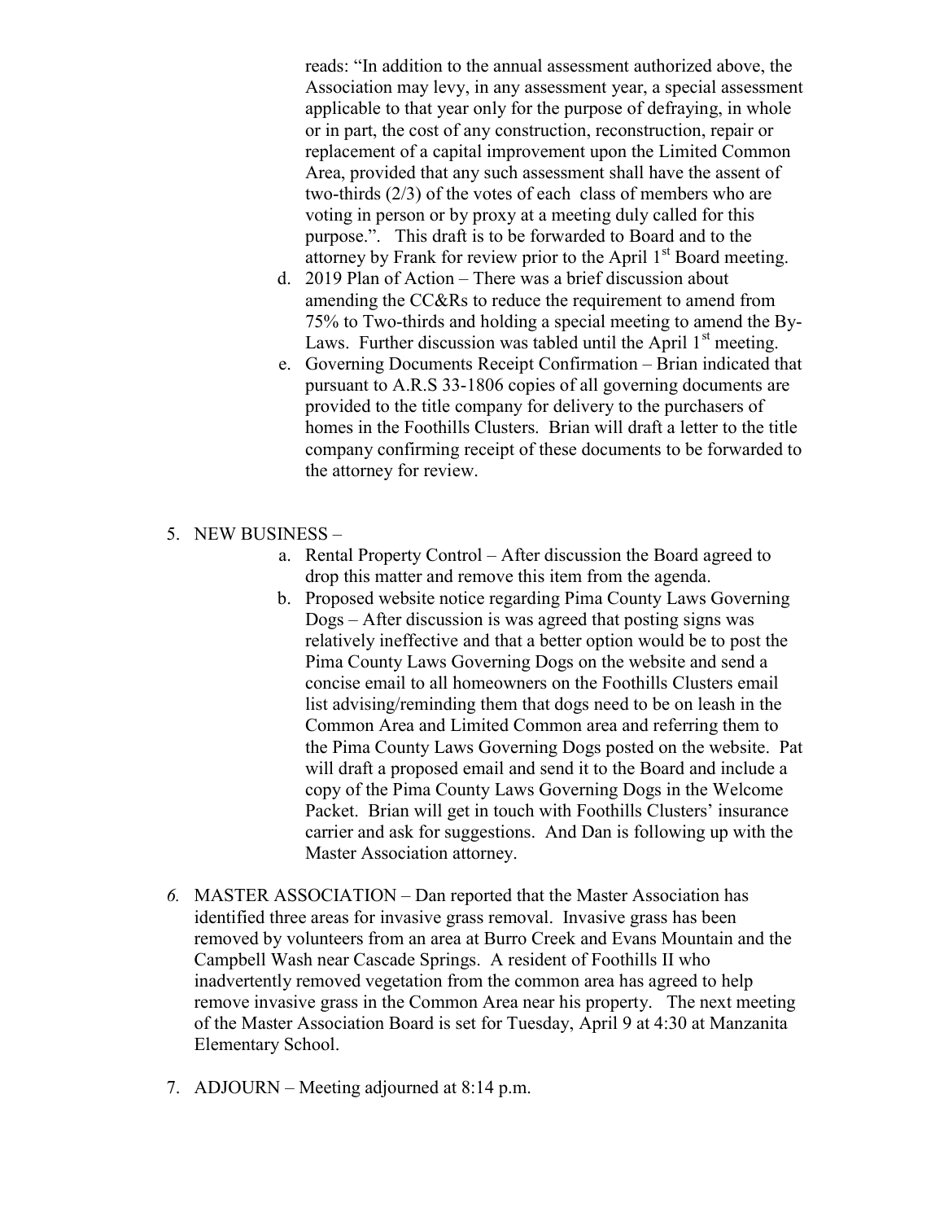reads: "In addition to the annual assessment authorized above, the Association may levy, in any assessment year, a special assessment applicable to that year only for the purpose of defraying, in whole or in part, the cost of any construction, reconstruction, repair or replacement of a capital improvement upon the Limited Common Area, provided that any such assessment shall have the assent of two-thirds (2/3) of the votes of each class of members who are voting in person or by proxy at a meeting duly called for this purpose.". This draft is to be forwarded to Board and to the attorney by Frank for review prior to the April 1st Board meeting.

   d. 2019 Plan of Action – There was a brief discussion about amending the CC&Rs to reduce the requirement to amend from 75% to Two-thirds and holding a special meeting to amend the By-Laws. Further discussion was tabled until the April 1st meeting.
   e. Governing Documents Receipt Confirmation – Brian indicated that pursuant to A.R.S 33-1806 copies of all governing documents are provided to the title company for delivery to the purchasers of homes in the Foothills Clusters. Brian will draft a letter to the title company confirming receipt of these documents to be forwarded to the attorney for review.

5. NEW BUSINESS –
   a. Rental Property Control – After discussion the Board agreed to drop this matter and remove this item from the agenda.
   b. Proposed website notice regarding Pima County Laws Governing Dogs – After discussion is was agreed that posting signs was relatively ineffective and that a better option would be to post the Pima County Laws Governing Dogs on the website and send a concise email to all homeowners on the Foothills Clusters email list advising/reminding them that dogs need to be on leash in the Common Area and Limited Common area and referring them to the Pima County Laws Governing Dogs posted on the website. Pat will draft a proposed email and send it to the Board and include a copy of the Pima County Laws Governing Dogs in the Welcome Packet. Brian will get in touch with Foothills Clusters' insurance carrier and ask for suggestions. And Dan is following up with the Master Association attorney.

6. MASTER ASSOCIATION – Dan reported that the Master Association has identified three areas for invasive grass removal. Invasive grass has been removed by volunteers from an area at Burro Creek and Evans Mountain and the Campbell Wash near Cascade Springs. A resident of Foothills II who inadvertently removed vegetation from the common area has agreed to help remove invasive grass in the Common Area near his property. The next meeting of the Master Association Board is set for Tuesday, April 9 at 4:30 at Manzanita Elementary School.

7. ADJOURN – Meeting adjourned at 8:14 p.m.